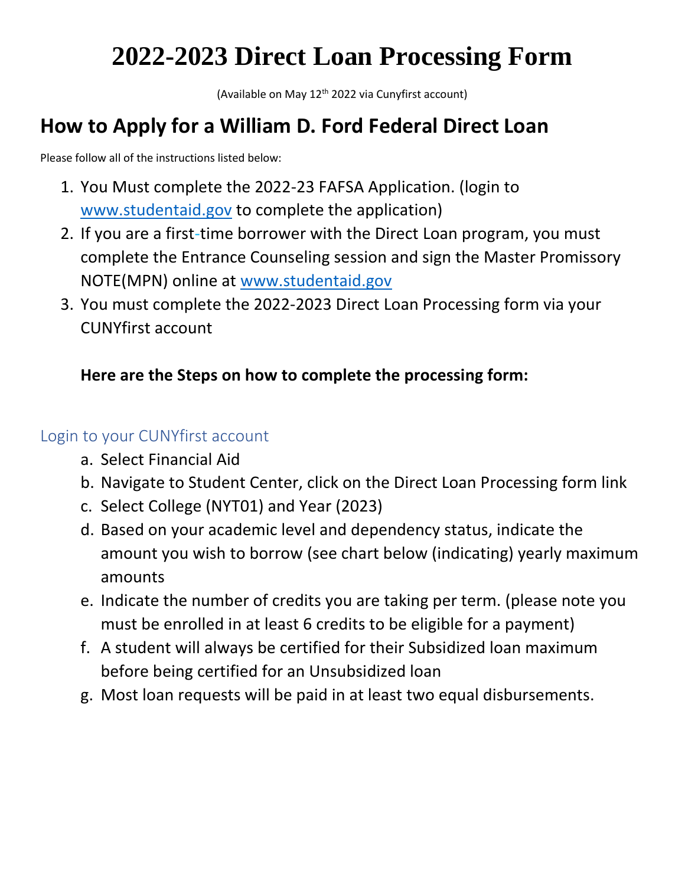# 2022-2023 Direct Loan Processing Form

(Available on May 12th 2022 via Cunyfirst account)

## How to Apply for a William D. Ford Federal Direct Loan

Please follow all of the instructions listed below:

1. You Must complete the 2022-23 FAFSA Application. (login to [www.studentaid.gov](http://www.studentaid.gov) to complete the application)
2. If you are a first-time borrower with the Direct Loan program, you must complete the Entrance Counseling session and sign the Master Promissory NOTE(MPN) online at [www.studentaid.gov](http://www.studentaid.gov)
3. You must complete the 2022-2023 Direct Loan Processing form via your CUNYfirst account

   **Here are the Steps on how to complete the processing form:**

### Login to your CUNYfirst account

a. Select Financial Aid
b. Navigate to Student Center, click on the Direct Loan Processing form link
c. Select College (NYT01) and Year (2023)
d. Based on your academic level and dependency status, indicate the amount you wish to borrow (see chart below (indicating) yearly maximum amounts
e. Indicate the number of credits you are taking per term. (please note you must be enrolled in at least 6 credits to be eligible for a payment)
f. A student will always be certified for their Subsidized loan maximum before being certified for an Unsubsidized loan
g. Most loan requests will be paid in at least two equal disbursements.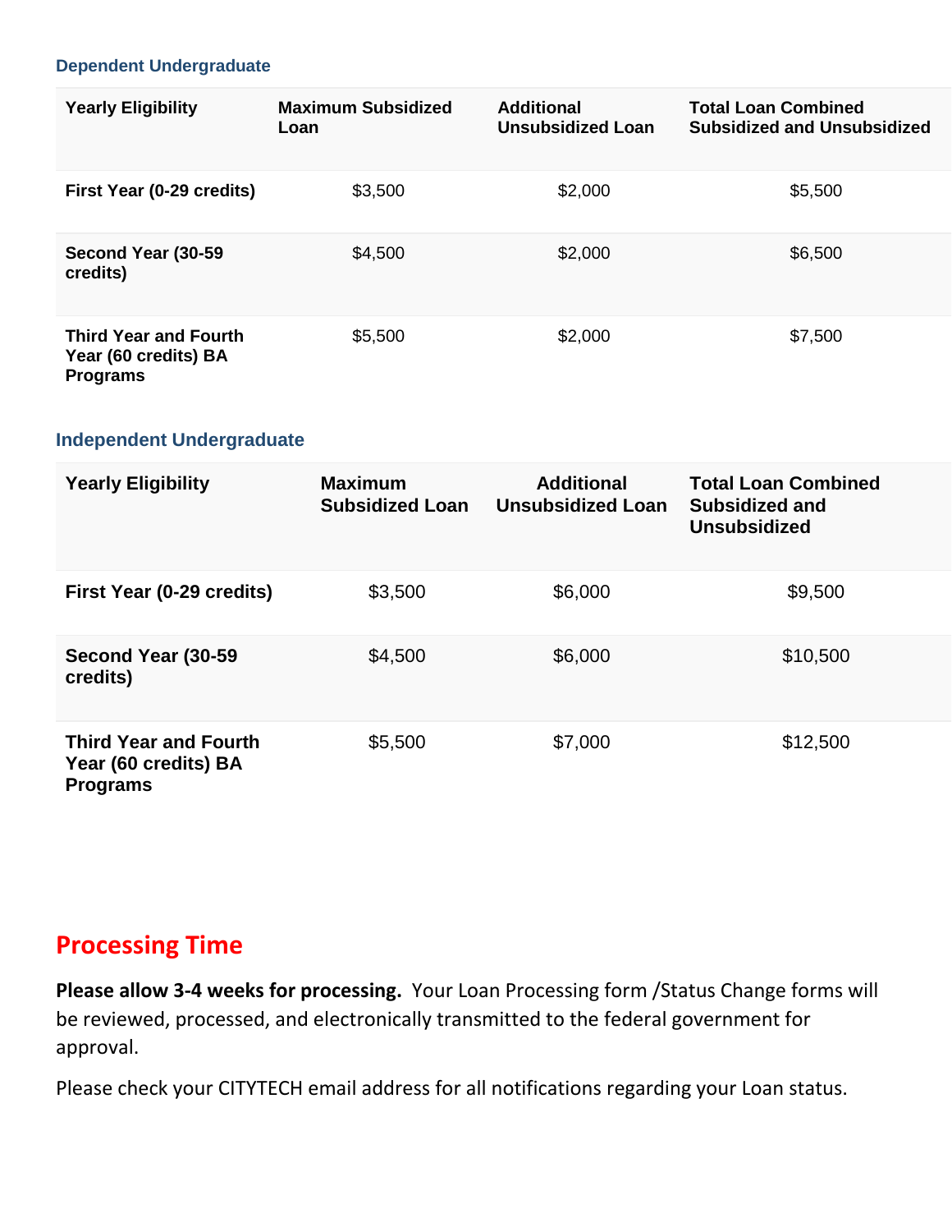### Dependent Undergraduate

| Yearly Eligibility | Maximum Subsidized Loan | Additional Unsubsidized Loan | Total Loan Combined Subsidized and Unsubsidized |
|---|---|---|---|
| **First Year (0-29 credits)** | $3,500 | $2,000 | $5,500 |
| **Second Year (30-59 credits)** | $4,500 | $2,000 | $6,500 |
| **Third Year and Fourth Year (60 credits) BA Programs** | $5,500 | $2,000 | $7,500 |

### Independent Undergraduate

| Yearly Eligibility | Maximum Subsidized Loan | Additional Unsubsidized Loan | Total Loan Combined Subsidized and Unsubsidized |
|---|---|---|---|
| **First Year (0-29 credits)** | $3,500 | $6,000 | $9,500 |
| **Second Year (30-59 credits)** | $4,500 | $6,000 | $10,500 |
| **Third Year and Fourth Year (60 credits) BA Programs** | $5,500 | $7,000 | $12,500 |

## Processing Time

**Please allow 3-4 weeks for processing.** Your Loan Processing form /Status Change forms will be reviewed, processed, and electronically transmitted to the federal government for approval.

Please check your CITYTECH email address for all notifications regarding your Loan status.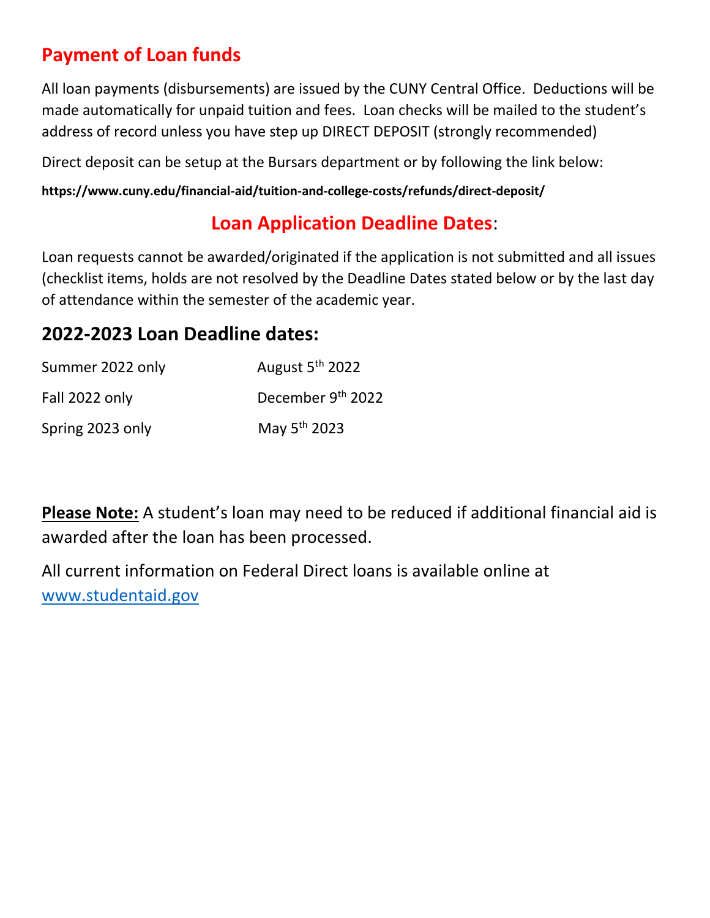## Payment of Loan funds

All loan payments (disbursements) are issued by the CUNY Central Office. Deductions will be made automatically for unpaid tuition and fees. Loan checks will be mailed to the student's address of record unless you have step up DIRECT DEPOSIT (strongly recommended)

Direct deposit can be setup at the Bursars department or by following the link below:

**https://www.cuny.edu/financial-aid/tuition-and-college-costs/refunds/direct-deposit/**

## Loan Application Deadline Dates:

Loan requests cannot be awarded/originated if the application is not submitted and all issues (checklist items, holds are not resolved by the Deadline Dates stated below or by the last day of attendance within the semester of the academic year.

## 2022-2023 Loan Deadline dates:

| | |
|---|---|
| Summer 2022 only | August 5th 2022 |
| Fall 2022 only | December 9th 2022 |
| Spring 2023 only | May 5th 2023 |

**Please Note:** A student's loan may need to be reduced if additional financial aid is awarded after the loan has been processed.

All current information on Federal Direct loans is available online at [www.studentaid.gov](www.studentaid.gov)